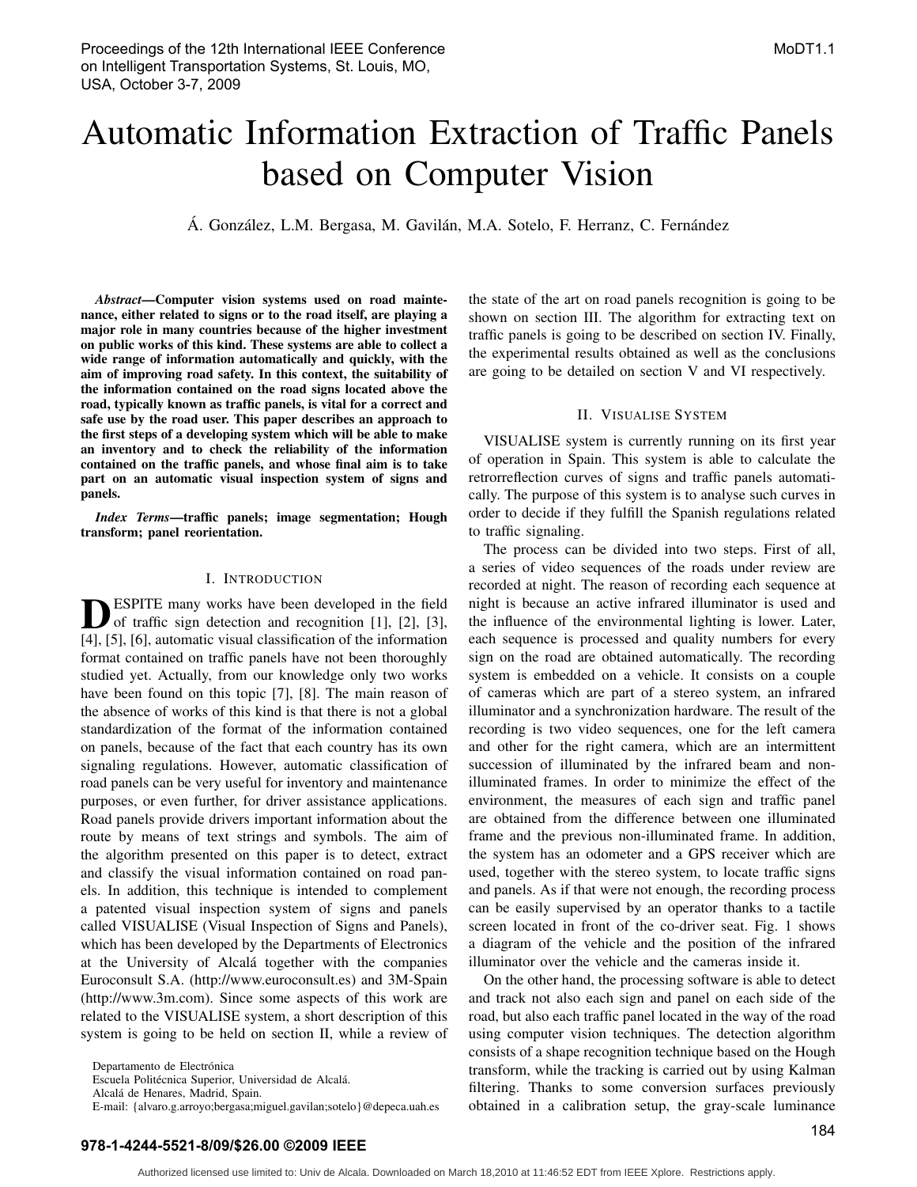# Automatic Information Extraction of Traffic Panels based on Computer Vision

Á. González, L.M. Bergasa, M. Gavilán, M.A. Sotelo, F. Herranz, C. Fernández

***Abstract*—Computer vision systems used on road maintenance, either related to signs or to the road itself, are playing a major role in many countries because of the higher investment on public works of this kind. These systems are able to collect a wide range of information automatically and quickly, with the aim of improving road safety. In this context, the suitability of the information contained on the road signs located above the road, typically known as traffic panels, is vital for a correct and safe use by the road user. This paper describes an approach to the first steps of a developing system which will be able to make an inventory and to check the reliability of the information contained on the traffic panels, and whose final aim is to take part on an automatic visual inspection system of signs and panels.**

***Index Terms*—traffic panels; image segmentation; Hough transform; panel reorientation.**

## I. Introduction

DESPITE many works have been developed in the field of traffic sign detection and recognition [1], [2], [3], [4], [5], [6], automatic visual classification of the information format contained on traffic panels have not been thoroughly studied yet. Actually, from our knowledge only two works have been found on this topic [7], [8]. The main reason of the absence of works of this kind is that there is not a global standardization of the format of the information contained on panels, because of the fact that each country has its own signaling regulations. However, automatic classification of road panels can be very useful for inventory and maintenance purposes, or even further, for driver assistance applications. Road panels provide drivers important information about the route by means of text strings and symbols. The aim of the algorithm presented on this paper is to detect, extract and classify the visual information contained on road panels. In addition, this technique is intended to complement a patented visual inspection system of signs and panels called VISUALISE (Visual Inspection of Signs and Panels), which has been developed by the Departments of Electronics at the University of Alcalá together with the companies Euroconsult S.A. (http://www.euroconsult.es) and 3M-Spain (http://www.3m.com). Since some aspects of this work are related to the VISUALISE system, a short description of this system is going to be held on section II, while a review of the state of the art on road panels recognition is going to be shown on section III. The algorithm for extracting text on traffic panels is going to be described on section IV. Finally, the experimental results obtained as well as the conclusions are going to be detailed on section V and VI respectively.

Departamento de Electrónica
Escuela Politécnica Superior, Universidad de Alcalá.
Alcalá de Henares, Madrid, Spain.
E-mail: {alvaro.g.arroyo;bergasa;miguel.gavilan;sotelo}@depeca.uah.es

## II. Visualise System

VISUALISE system is currently running on its first year of operation in Spain. This system is able to calculate the retrorreflection curves of signs and traffic panels automatically. The purpose of this system is to analyse such curves in order to decide if they fulfill the Spanish regulations related to traffic signaling.

The process can be divided into two steps. First of all, a series of video sequences of the roads under review are recorded at night. The reason of recording each sequence at night is because an active infrared illuminator is used and the influence of the environmental lighting is lower. Later, each sequence is processed and quality numbers for every sign on the road are obtained automatically. The recording system is embedded on a vehicle. It consists on a couple of cameras which are part of a stereo system, an infrared illuminator and a synchronization hardware. The result of the recording is two video sequences, one for the left camera and other for the right camera, which are an intermittent succession of illuminated by the infrared beam and non-illuminated frames. In order to minimize the effect of the environment, the measures of each sign and traffic panel are obtained from the difference between one illuminated frame and the previous non-illuminated frame. In addition, the system has an odometer and a GPS receiver which are used, together with the stereo system, to locate traffic signs and panels. As if that were not enough, the recording process can be easily supervised by an operator thanks to a tactile screen located in front of the co-driver seat. Fig. 1 shows a diagram of the vehicle and the position of the infrared illuminator over the vehicle and the cameras inside it.

On the other hand, the processing software is able to detect and track not also each sign and panel on each side of the road, but also each traffic panel located in the way of the road using computer vision techniques. The detection algorithm consists of a shape recognition technique based on the Hough transform, while the tracking is carried out by using Kalman filtering. Thanks to some conversion surfaces previously obtained in a calibration setup, the gray-scale luminance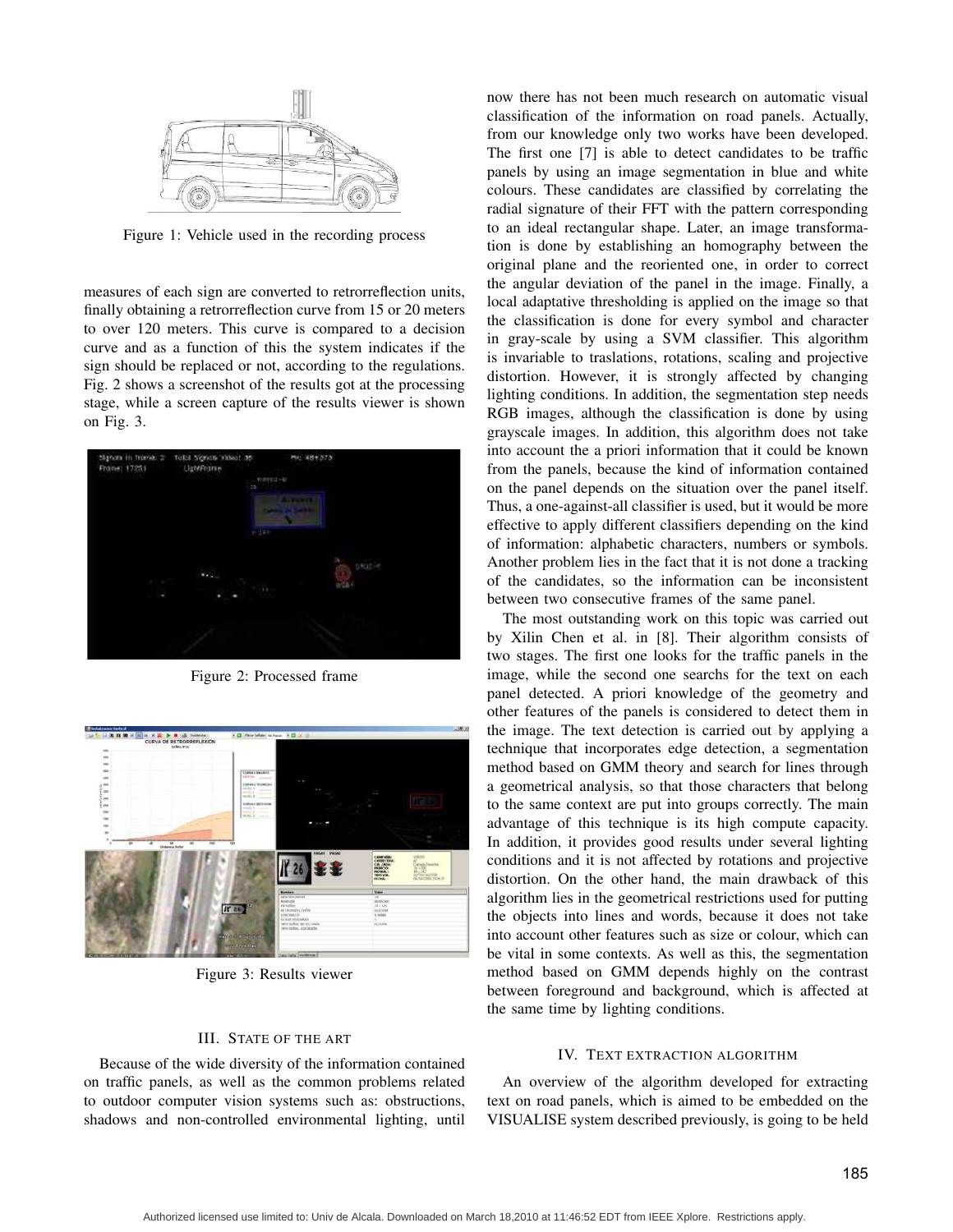Figure 1: Vehicle used in the recording process

measures of each sign are converted to retrorreflection units, finally obtaining a retrorreflection curve from 15 or 20 meters to over 120 meters. This curve is compared to a decision curve and as a function of this the system indicates if the sign should be replaced or not, according to the regulations. Fig. 2 shows a screenshot of the results got at the processing stage, while a screen capture of the results viewer is shown on Fig. 3.

Figure 2: Processed frame

Figure 3: Results viewer

## III. State of the art

Because of the wide diversity of the information contained on traffic panels, as well as the common problems related to outdoor computer vision systems such as: obstructions, shadows and non-controlled environmental lighting, until now there has not been much research on automatic visual classification of the information on road panels. Actually, from our knowledge only two works have been developed. The first one [7] is able to detect candidates to be traffic panels by using an image segmentation in blue and white colours. These candidates are classified by correlating the radial signature of their FFT with the pattern corresponding to an ideal rectangular shape. Later, an image transformation is done by establishing an homography between the original plane and the reoriented one, in order to correct the angular deviation of the panel in the image. Finally, a local adaptative thresholding is applied on the image so that the classification is done for every symbol and character in gray-scale by using a SVM classifier. This algorithm is invariable to traslations, rotations, scaling and projective distortion. However, it is strongly affected by changing lighting conditions. In addition, the segmentation step needs RGB images, although the classification is done by using grayscale images. In addition, this algorithm does not take into account the a priori information that it could be known from the panels, because the kind of information contained on the panel depends on the situation over the panel itself. Thus, a one-against-all classifier is used, but it would be more effective to apply different classifiers depending on the kind of information: alphabetic characters, numbers or symbols. Another problem lies in the fact that it is not done a tracking of the candidates, so the information can be inconsistent between two consecutive frames of the same panel.

The most outstanding work on this topic was carried out by Xilin Chen et al. in [8]. Their algorithm consists of two stages. The first one looks for the traffic panels in the image, while the second one searchs for the text on each panel detected. A priori knowledge of the geometry and other features of the panels is considered to detect them in the image. The text detection is carried out by applying a technique that incorporates edge detection, a segmentation method based on GMM theory and search for lines through a geometrical analysis, so that those characters that belong to the same context are put into groups correctly. The main advantage of this technique is its high compute capacity. In addition, it provides good results under several lighting conditions and it is not affected by rotations and projective distortion. On the other hand, the main drawback of this algorithm lies in the geometrical restrictions used for putting the objects into lines and words, because it does not take into account other features such as size or colour, which can be vital in some contexts. As well as this, the segmentation method based on GMM depends highly on the contrast between foreground and background, which is affected at the same time by lighting conditions.

## IV. Text extraction algorithm

An overview of the algorithm developed for extracting text on road panels, which is aimed to be embedded on the VISUALISE system described previously, is going to be held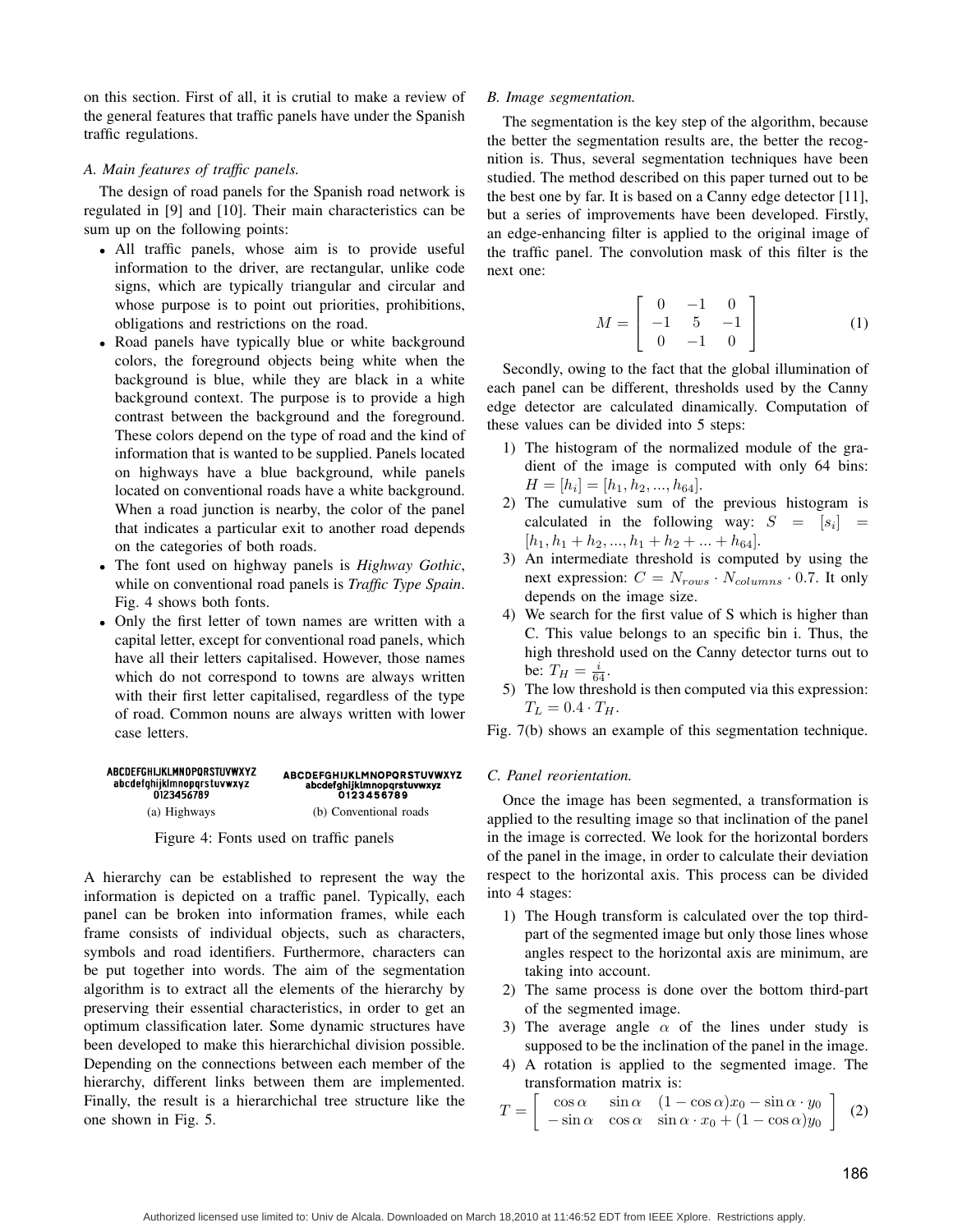on this section. First of all, it is crutial to make a review of the general features that traffic panels have under the Spanish traffic regulations.

### A. Main features of traffic panels.

The design of road panels for the Spanish road network is regulated in [9] and [10]. Their main characteristics can be sum up on the following points:

- All traffic panels, whose aim is to provide useful information to the driver, are rectangular, unlike code signs, which are typically triangular and circular and whose purpose is to point out priorities, prohibitions, obligations and restrictions on the road.
- Road panels have typically blue or white background colors, the foreground objects being white when the background is blue, while they are black in a white background context. The purpose is to provide a high contrast between the background and the foreground. These colors depend on the type of road and the kind of information that is wanted to be supplied. Panels located on highways have a blue background, while panels located on conventional roads have a white background. When a road junction is nearby, the color of the panel that indicates a particular exit to another road depends on the categories of both roads.
- The font used on highway panels is *Highway Gothic*, while on conventional road panels is *Traffic Type Spain*. Fig. 4 shows both fonts.
- Only the first letter of town names are written with a capital letter, except for conventional road panels, which have all their letters capitalised. However, those names which do not correspond to towns are always written with their first letter capitalised, regardless of the type of road. Common nouns are always written with lower case letters.

ABCDEFGHIJKLMNOPQRSTUVWXYZ
abcdefghijklmnopqrstuvwxyz
0123456789

(a) Highways

ABCDEFGHIJKLMNOPQRSTUVWXYZ
abcdefghijklmnopqrstuvwxyz
0123456789

(b) Conventional roads

Figure 4: Fonts used on traffic panels

A hierarchy can be established to represent the way the information is depicted on a traffic panel. Typically, each panel can be broken into information frames, while each frame consists of individual objects, such as characters, symbols and road identifiers. Furthermore, characters can be put together into words. The aim of the segmentation algorithm is to extract all the elements of the hierarchy by preserving their essential characteristics, in order to get an optimum classification later. Some dynamic structures have been developed to make this hierarchichal division possible. Depending on the connections between each member of the hierarchy, different links between them are implemented. Finally, the result is a hierarchichal tree structure like the one shown in Fig. 5.

### B. Image segmentation.

The segmentation is the key step of the algorithm, because the better the segmentation results are, the better the recognition is. Thus, several segmentation techniques have been studied. The method described on this paper turned out to be the best one by far. It is based on a Canny edge detector [11], but a series of improvements have been developed. Firstly, an edge-enhancing filter is applied to the original image of the traffic panel. The convolution mask of this filter is the next one:

$$M = \begin{bmatrix} 0 & -1 & 0 \\ -1 & 5 & -1 \\ 0 & -1 & 0 \end{bmatrix} \tag{1}$$

Secondly, owing to the fact that the global illumination of each panel can be different, thresholds used by the Canny edge detector are calculated dinamically. Computation of these values can be divided into 5 steps:

1) The histogram of the normalized module of the gradient of the image is computed with only 64 bins: $H = [h_i] = [h_1, h_2, ..., h_{64}]$.
2) The cumulative sum of the previous histogram is calculated in the following way: $S = [s_i] = [h_1, h_1 + h_2, ..., h_1 + h_2 + ... + h_{64}]$.
3) An intermediate threshold is computed by using the next expression: $C = N_{rows} \cdot N_{columns} \cdot 0.7$. It only depends on the image size.
4) We search for the first value of S which is higher than C. This value belongs to an specific bin i. Thus, the high threshold used on the Canny detector turns out to be: $T_H = \frac{i}{64}$.
5) The low threshold is then computed via this expression: $T_L = 0.4 \cdot T_H$.

Fig. 7(b) shows an example of this segmentation technique.

### C. Panel reorientation.

Once the image has been segmented, a transformation is applied to the resulting image so that inclination of the panel in the image is corrected. We look for the horizontal borders of the panel in the image, in order to calculate their deviation respect to the horizontal axis. This process can be divided into 4 stages:

1) The Hough transform is calculated over the top third-part of the segmented image but only those lines whose angles respect to the horizontal axis are minimum, are taking into account.
2) The same process is done over the bottom third-part of the segmented image.
3) The average angle $\alpha$ of the lines under study is supposed to be the inclination of the panel in the image.
4) A rotation is applied to the segmented image. The transformation matrix is:

$$T = \begin{bmatrix} \cos\alpha & \sin\alpha & (1-\cos\alpha)x_0 - \sin\alpha \cdot y_0 \\ -\sin\alpha & \cos\alpha & \sin\alpha \cdot x_0 + (1-\cos\alpha)y_0 \end{bmatrix} \tag{2}$$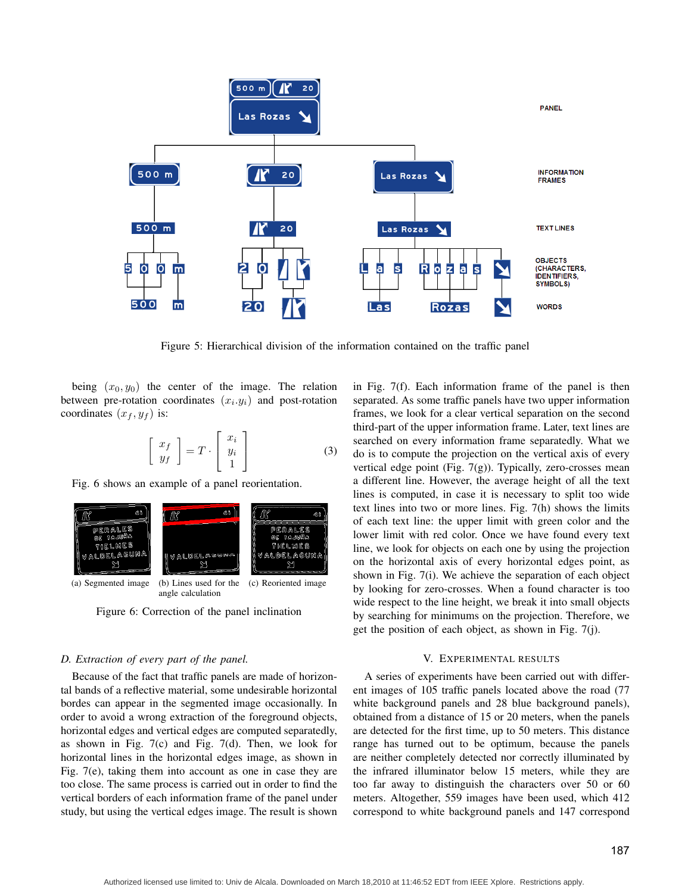Figure 5: Hierarchical division of the information contained on the traffic panel

being $(x_0, y_0)$ the center of the image. The relation between pre-rotation coordinates $(x_i.y_i)$ and post-rotation coordinates $(x_f, y_f)$ is:

$$\begin{bmatrix} x_f \\ y_f \end{bmatrix} = T \cdot \begin{bmatrix} x_i \\ y_i \\ 1 \end{bmatrix} \tag{3}$$

Fig. 6 shows an example of a panel reorientation.

(a) Segmented image (b) Lines used for the angle calculation (c) Reoriented image

Figure 6: Correction of the panel inclination

*D. Extraction of every part of the panel.*

Because of the fact that traffic panels are made of horizontal bands of a reflective material, some undesirable horizontal bordes can appear in the segmented image occasionally. In order to avoid a wrong extraction of the foreground objects, horizontal edges and vertical edges are computed separatedly, as shown in Fig. 7(c) and Fig. 7(d). Then, we look for horizontal lines in the horizontal edges image, as shown in Fig. 7(e), taking them into account as one in case they are too close. The same process is carried out in order to find the vertical borders of each information frame of the panel under study, but using the vertical edges image. The result is shown in Fig. 7(f). Each information frame of the panel is then separated. As some traffic panels have two upper information frames, we look for a clear vertical separation on the second third-part of the upper information frame. Later, text lines are searched on every information frame separately. What we do is to compute the projection on the vertical axis of every vertical edge point (Fig. 7(g)). Typically, zero-crosses mean a different line. However, the average height of all the text lines is computed, in case it is necessary to split too wide text lines into two or more lines. Fig. 7(h) shows the limits of each text line: the upper limit with green color and the lower limit with red color. Once we have found every text line, we look for objects on each one by using the projection on the horizontal axis of every horizontal edges point, as shown in Fig. 7(i). We achieve the separation of each object by looking for zero-crosses. When a found character is too wide respect to the line height, we break it into small objects by searching for minimums on the projection. Therefore, we get the position of each object, as shown in Fig. 7(j).

## V. Experimental Results

A series of experiments have been carried out with different images of 105 traffic panels located above the road (77 white background panels and 28 blue background panels), obtained from a distance of 15 or 20 meters, when the panels are detected for the first time, up to 50 meters. This distance range has turned out to be optimum, because the panels are neither completely detected nor correctly illuminated by the infrared illuminator below 15 meters, while they are too far away to distinguish the characters over 50 or 60 meters. Altogether, 559 images have been used, which 412 correspond to white background panels and 147 correspond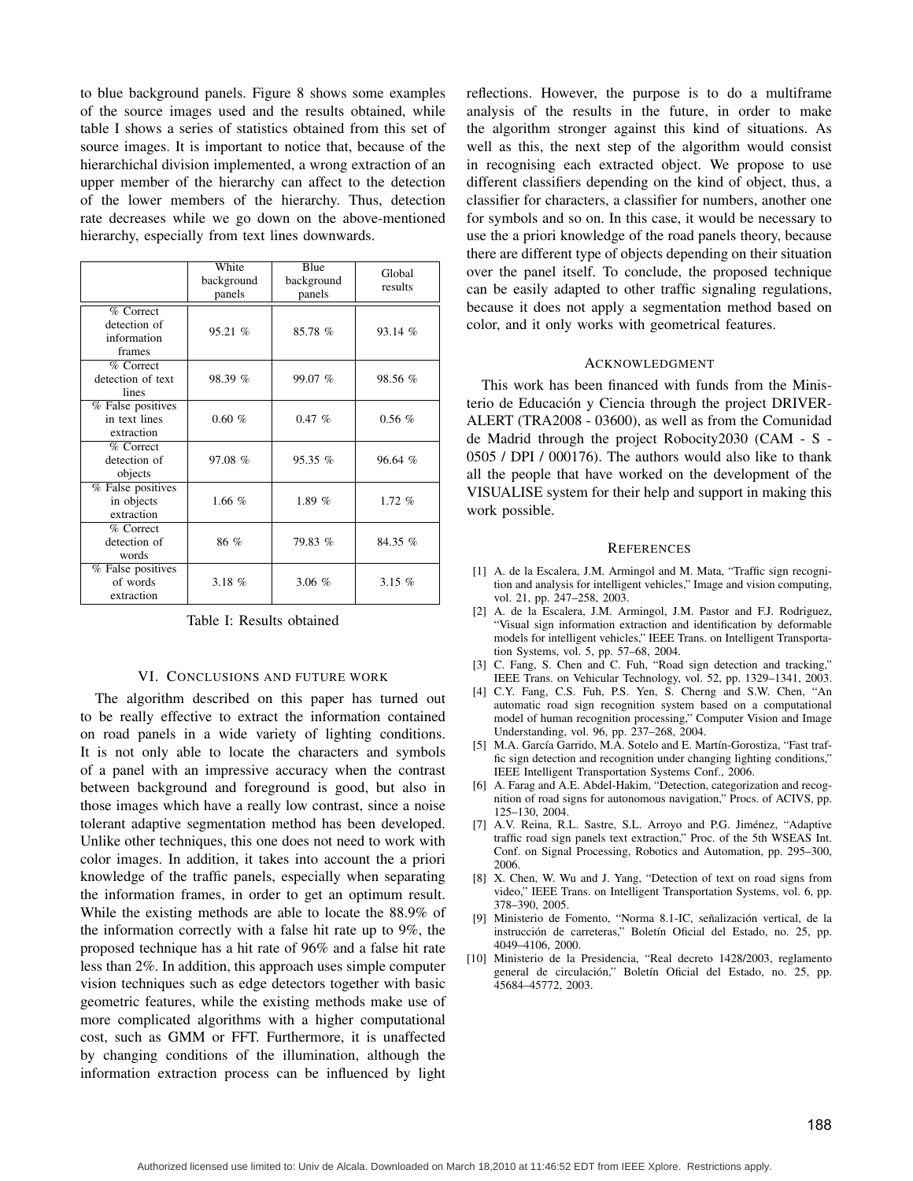to blue background panels. Figure 8 shows some examples of the source images used and the results obtained, while table I shows a series of statistics obtained from this set of source images. It is important to notice that, because of the hierarchichal division implemented, a wrong extraction of an upper member of the hierarchy can affect to the detection of the lower members of the hierarchy. Thus, detection rate decreases while we go down on the above-mentioned hierarchy, especially from text lines downwards.

| | White background panels | Blue background panels | Global results |
|---|---|---|---|
| % Correct detection of information frames | 95.21 % | 85.78 % | 93.14 % |
| % Correct detection of text lines | 98.39 % | 99.07 % | 98.56 % |
| % False positives in text lines extraction | 0.60 % | 0.47 % | 0.56 % |
| % Correct detection of objects | 97.08 % | 95.35 % | 96.64 % |
| % False positives in objects extraction | 1.66 % | 1.89 % | 1.72 % |
| % Correct detection of words | 86 % | 79.83 % | 84.35 % |
| % False positives of words extraction | 3.18 % | 3.06 % | 3.15 % |

Table I: Results obtained

## VI. Conclusions and future work

The algorithm described on this paper has turned out to be really effective to extract the information contained on road panels in a wide variety of lighting conditions. It is not only able to locate the characters and symbols of a panel with an impressive accuracy when the contrast between background and foreground is good, but also in those images which have a really low contrast, since a noise tolerant adaptive segmentation method has been developed. Unlike other techniques, this one does not need to work with color images. In addition, it takes into account the a priori knowledge of the traffic panels, especially when separating the information frames, in order to get an optimum result. While the existing methods are able to locate the 88.9% of the information correctly with a false hit rate up to 9%, the proposed technique has a hit rate of 96% and a false hit rate less than 2%. In addition, this approach uses simple computer vision techniques such as edge detectors together with basic geometric features, while the existing methods make use of more complicated algorithms with a higher computational cost, such as GMM or FFT. Furthermore, it is unaffected by changing conditions of the illumination, although the information extraction process can be influenced by light reflections. However, the purpose is to do a multiframe analysis of the results in the future, in order to make the algorithm stronger against this kind of situations. As well as this, the next step of the algorithm would consist in recognising each extracted object. We propose to use different classifiers depending on the kind of object, thus, a classifier for characters, a classifier for numbers, another one for symbols and so on. In this case, it would be necessary to use the a priori knowledge of the road panels theory, because there are different type of objects depending on their situation over the panel itself. To conclude, the proposed technique can be easily adapted to other traffic signaling regulations, because it does not apply a segmentation method based on color, and it only works with geometrical features.

## Acknowledgment

This work has been financed with funds from the Ministerio de Educación y Ciencia through the project DRIVER-ALERT (TRA2008 - 03600), as well as from the Comunidad de Madrid through the project Robocity2030 (CAM - S - 0505 / DPI / 000176). The authors would also like to thank all the people that have worked on the development of the VISUALISE system for their help and support in making this work possible.

## References

[1] A. de la Escalera, J.M. Armingol and M. Mata, "Traffic sign recognition and analysis for intelligent vehicles," Image and vision computing, vol. 21, pp. 247–258, 2003.

[2] A. de la Escalera, J.M. Armingol, J.M. Pastor and F.J. Rodriguez, "Visual sign information extraction and identification by deformable models for intelligent vehicles," IEEE Trans. on Intelligent Transportation Systems, vol. 5, pp. 57–68, 2004.

[3] C. Fang, S. Chen and C. Fuh, "Road sign detection and tracking," IEEE Trans. on Vehicular Technology, vol. 52, pp. 1329–1341, 2003.

[4] C.Y. Fang, C.S. Fuh, P.S. Yen, S. Cherng and S.W. Chen, "An automatic road sign recognition system based on a computational model of human recognition processing," Computer Vision and Image Understanding, vol. 96, pp. 237–268, 2004.

[5] M.A. García Garrido, M.A. Sotelo and E. Martín-Gorostiza, "Fast traffic sign detection and recognition under changing lighting conditions," IEEE Intelligent Transportation Systems Conf., 2006.

[6] A. Farag and A.E. Abdel-Hakim, "Detection, categorization and recognition of road signs for autonomous navigation," Procs. of ACIVS, pp. 125–130, 2004.

[7] A.V. Reina, R.L. Sastre, S.L. Arroyo and P.G. Jiménez, "Adaptive traffic road sign panels text extraction," Proc. of the 5th WSEAS Int. Conf. on Signal Processing, Robotics and Automation, pp. 295–300, 2006.

[8] X. Chen, W. Wu and J. Yang, "Detection of text on road signs from video," IEEE Trans. on Intelligent Transportation Systems, vol. 6, pp. 378–390, 2005.

[9] Ministerio de Fomento, "Norma 8.1-IC, señalización vertical, de la instrucción de carreteras," Boletín Oficial del Estado, no. 25, pp. 4049–4106, 2000.

[10] Ministerio de la Presidencia, "Real decreto 1428/2003, reglamento general de circulación," Boletín Oficial del Estado, no. 25, pp. 45684–45772, 2003.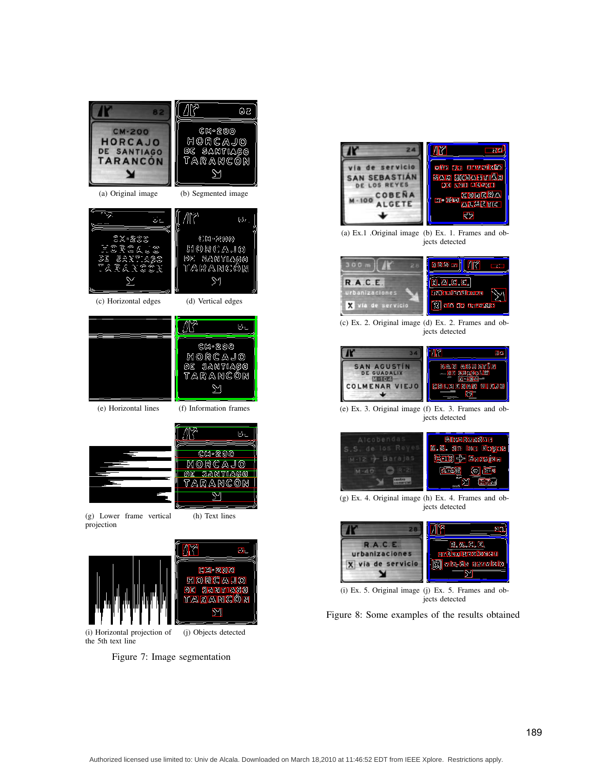(a) Original image

(b) Segmented image

(c) Horizontal edges

(d) Vertical edges

(e) Horizontal lines

(f) Information frames

(g) Lower frame vertical projection

(h) Text lines

(i) Horizontal projection of the 5th text line

(j) Objects detected

Figure 7: Image segmentation

(a) Ex.1 .Original image

(b) Ex. 1. Frames and objects detected

(c) Ex. 2. Original image

(d) Ex. 2. Frames and objects detected

(e) Ex. 3. Original image

(f) Ex. 3. Frames and objects detected

(g) Ex. 4. Original image

(h) Ex. 4. Frames and objects detected

(i) Ex. 5. Original image

(j) Ex. 5. Frames and objects detected

Figure 8: Some examples of the results obtained